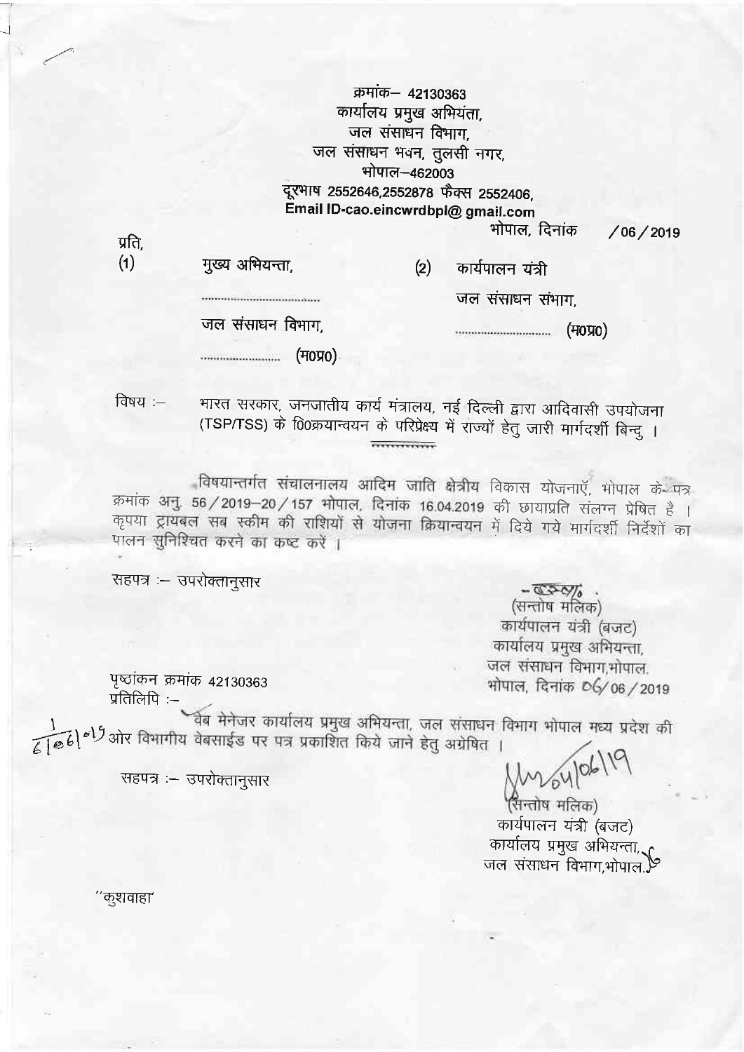क्रमांक– 42130363
कार्यालय प्रमुख अभियंता,
जल संसाधन विभाग,
जल संसाधन भवन, तुलसी नगर,
भोपाल–462003
दूरभाष 2552646,2552878 फैक्स 2552406,
Email ID-cao.eincwrdbpl@ gmail.com

भोपाल, दिनांक /06/2019

प्रति,

(1) मुख्य अभियन्ता,
.....................................
जल संसाधन विभाग,
......................... (म0प्र0)

(2) कार्यपालन यंत्री
जल संसाधन संभाग,
.............................. (म0प्र0)

विषय :– भारत सरकार, जनजातीय कार्य मंत्रालय, नई दिल्ली द्वारा आदिवासी उपयोजना (TSP/TSS) के ि0क्रयान्वयन के परिप्रेक्ष्य में राज्यों हेतु जारी मार्गदर्शी बिन्दु ।

विषयान्तर्गत संचालनालय आदिम जाति क्षेत्रीय विकास योजनाएँ, भोपाल के पत्र क्रमांक अनु. 56/2019–20/157 भोपाल, दिनांक 16.04.2019 की छायाप्रति संलग्न प्रेषित है । कृपया ट्रायबल सब स्कीम की राशियों से योजना क्रियान्वयन में दिये गये मार्गदर्शी निर्देशों का पालन सुनिश्चित करने का कष्ट करें ।

सहपत्र :– उपरोक्तानुसार

(सन्तोष मलिक)
कार्यपालन यंत्री (बजट)
कार्यालय प्रमुख अभियन्ता,
जल संसाधन विभाग,भोपाल.

पृष्ठांकन क्रमांक 42130363
प्रतिलिपि :–

भोपाल, दिनांक 06/06/2019

वेब मेनेजर कार्यालय प्रमुख अभियन्ता, जल संसाधन विभाग भोपाल मध्य प्रदेश की ओर विभागीय वेबसाईड पर पत्र प्रकाशित किये जाने हेतु अग्रेषित ।

सहपत्र :– उपरोक्तानुसार

(सन्तोष मलिक)
कार्यपालन यंत्री (बजट)
कार्यालय प्रमुख अभियन्ता,
जल संसाधन विभाग,भोपाल.

''कुशवाहा'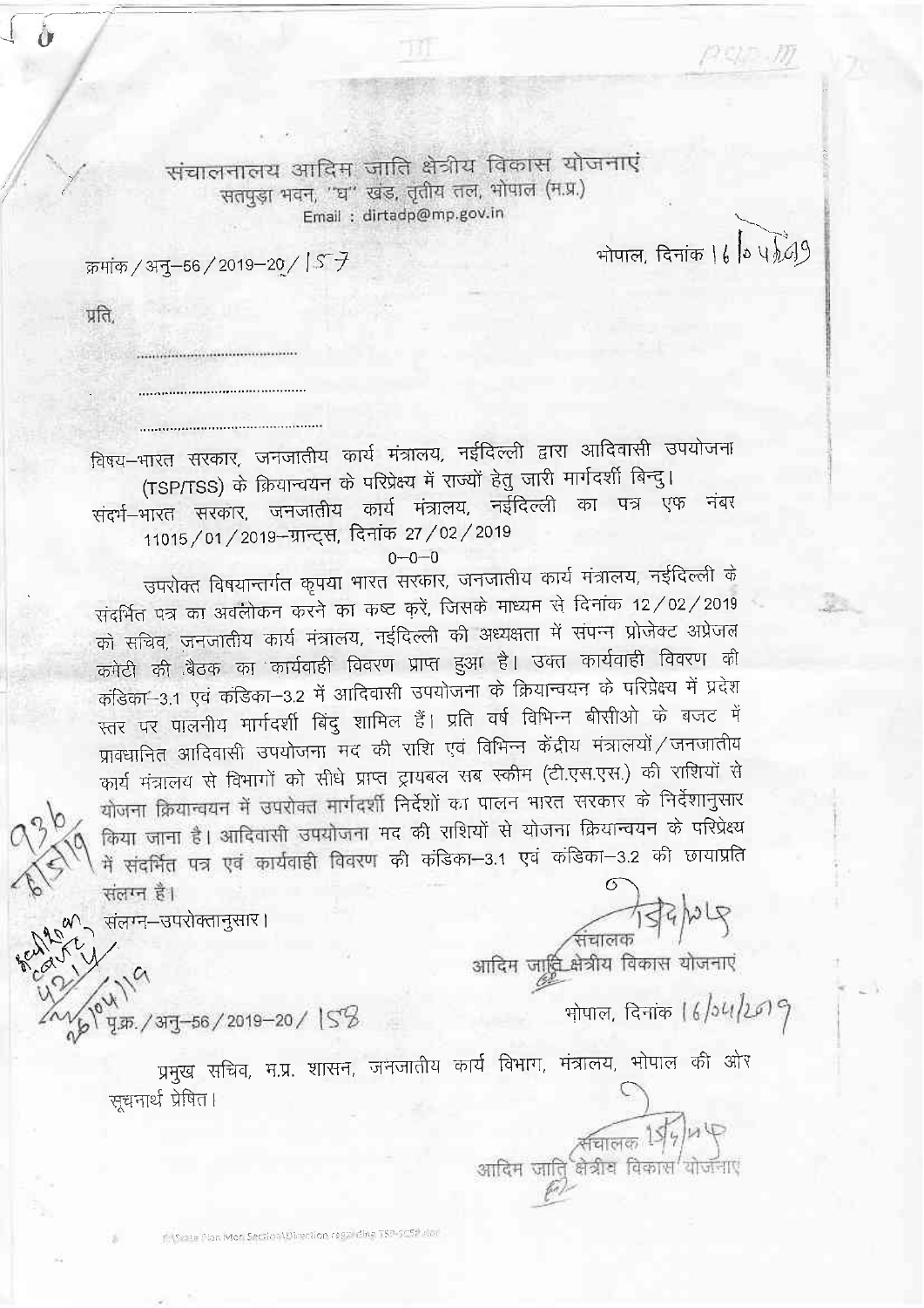संचालनालय आदिम जाति क्षेत्रीय विकास योजनाएं
सतपुड़ा भवन, "घ" खंड, तृतीय तल, भोपाल (म.प्र.)
Email : dirtadp@mp.gov.in

क्रमांक / अनु–56 / 2019–20 / 157

भोपाल, दिनांक 16/04/2019

प्रति,

..........................................

..........................................

..........................................

विषय–भारत सरकार, जनजातीय कार्य मंत्रालय, नईदिल्ली द्वारा आदिवासी उपयोजना (TSP/TSS) के क्रियान्वयन के परिप्रेक्ष्य में राज्यों हेतु जारी मार्गदर्शी बिन्दु।

संदर्भ–भारत सरकार, जनजातीय कार्य मंत्रालय, नईदिल्ली का पत्र एफ नंबर 11015 / 01 / 2019–ग्रान्ट्स, दिनांक 27 / 02 / 2019

0–0–0

उपरोक्त विषयान्तर्गत कृपया भारत सरकार, जनजातीय कार्य मंत्रालय, नईदिल्ली के संदर्भित पत्र का अवलोकन करने का कष्ट करें, जिसके माध्यम से दिनांक 12 / 02 / 2019 को सचिव, जनजातीय कार्य मंत्रालय, नईदिल्ली की अध्यक्षता में संपन्न प्रोजेक्ट अप्रेजल कमेटी की बैठक का कार्यवाही विवरण प्राप्त हुआ है। उक्त कार्यवाही विवरण की कंडिका–3.1 एवं कंडिका–3.2 में आदिवासी उपयोजना के क्रियान्वयन के परिप्रेक्ष्य में प्रदेश स्तर पर पालनीय मार्गदर्शी बिंदु शामिल हैं। प्रति वर्ष विभिन्न बीसीओ के बजट में प्रावधानित आदिवासी उपयोजना मद की राशि एवं विभिन्न केंद्रीय मंत्रालयों / जनजातीय कार्य मंत्रालय से विभागों को सीधे प्राप्त ट्रायबल सब स्कीम (टी.एस.एस.) की राशियों से योजना क्रियान्वयन में उपरोक्त मार्गदर्शी निर्देशों का पालन भारत सरकार के निर्देशानुसार किया जाना है। आदिवासी उपयोजना मद की राशियों से योजना क्रियान्वयन के परिप्रेक्ष्य में संदर्भित पत्र एवं कार्यवाही विवरण की कंडिका–3.1 एवं कंडिका–3.2 की छायाप्रति संलग्न है।

संलग्न–उपरोक्तानुसार।

संचालक
आदिम जाति क्षेत्रीय विकास योजनाएं

पृ.क्र. / अनु–56 / 2019–20 / 158

भोपाल, दिनांक 16/04/2019

प्रमुख सचिव, म.प्र. शासन, जनजातीय कार्य विभाग, मंत्रालय, भोपाल की ओर सूचनार्थ प्रेषित।

संचालक
आदिम जाति क्षेत्रीय विकास योजनाएं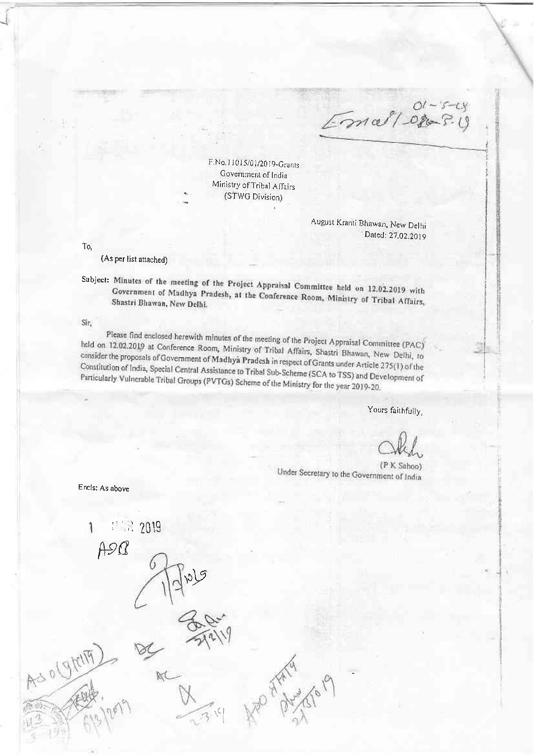F.No.11015/01/2019-Grants
Government of India
Ministry of Tribal Affairs
(STWG Division)

August Kranti Bhawan, New Delhi
Dated: 27.02.2019

To,

(As per list attached)

Subject: Minutes of the meeting of the Project Appraisal Committee held on 12.02.2019 with Government of Madhya Pradesh, at the Conference Room, Ministry of Tribal Affairs, Shastri Bhawan, New Delhi.

Sir,

Please find enclosed herewith minutes of the meeting of the Project Appraisal Committee (PAC) held on 12.02.2019 at Conference Room, Ministry of Tribal Affairs, Shastri Bhawan, New Delhi, to consider the proposals of Government of Madhya Pradesh in respect of Grants under Article 275(1) of the Constitution of India, Special Central Assistance to Tribal Sub-Scheme (SCA to TSS) and Development of Particularly Vulnerable Tribal Groups (PVTGs) Scheme of the Ministry for the year 2019-20.

Yours faithfully,

(P K Sahoo)
Under Secretary to the Government of India

Encls: As above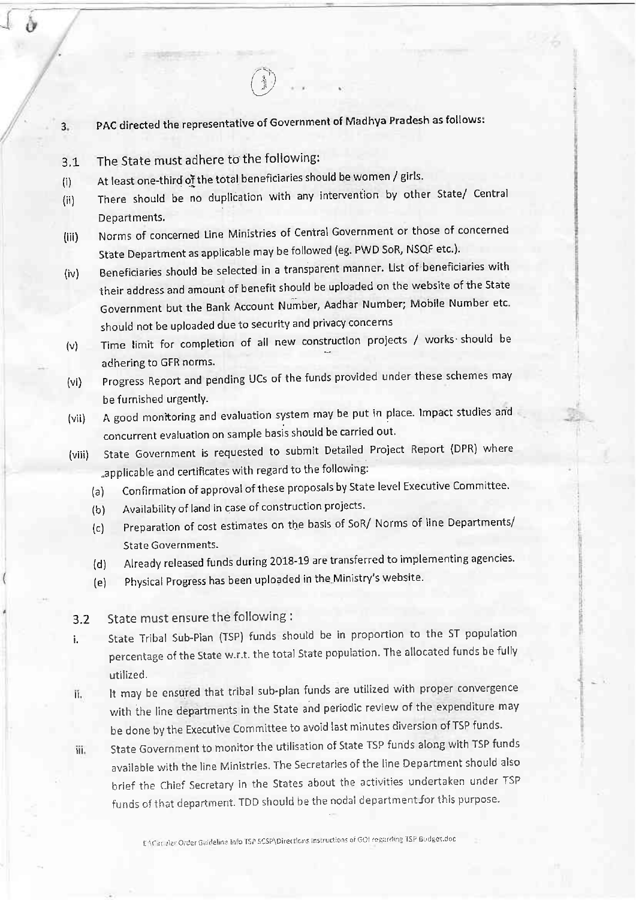3. PAC directed the representative of Government of Madhya Pradesh as follows:

3.1 The State must adhere to the following:

(i) At least one-third of the total beneficiaries should be women / girls.

(ii) There should be no duplication with any intervention by other State/ Central Departments.

(iii) Norms of concerned Line Ministries of Central Government or those of concerned State Department as applicable may be followed (eg. PWD SoR, NSQF etc.).

(iv) Beneficiaries should be selected in a transparent manner. List of beneficiaries with their address and amount of benefit should be uploaded on the website of the State Government but the Bank Account Number, Aadhar Number; Mobile Number etc. should not be uploaded due to security and privacy concerns

(v) Time limit for completion of all new construction projects / works should be adhering to GFR norms.

(vi) Progress Report and pending UCs of the funds provided under these schemes may be furnished urgently.

(vii) A good monitoring and evaluation system may be put in place. Impact studies and concurrent evaluation on sample basis should be carried out.

(viii) State Government is requested to submit Detailed Project Report (DPR) where applicable and certificates with regard to the following:

   (a) Confirmation of approval of these proposals by State level Executive Committee.
   
   (b) Availability of land in case of construction projects.
   
   (c) Preparation of cost estimates on the basis of SoR/ Norms of line Departments/ State Governments.
   
   (d) Already released funds during 2018-19 are transferred to implementing agencies.
   
   (e) Physical Progress has been uploaded in the Ministry's website.

3.2 State must ensure the following :

i. State Tribal Sub-Plan (TSP) funds should be in proportion to the ST population percentage of the State w.r.t. the total State population. The allocated funds be fully utilized.

ii. It may be ensured that tribal sub-plan funds are utilized with proper convergence with the line departments in the State and periodic review of the expenditure may be done by the Executive Committee to avoid last minutes diversion of TSP funds.

iii. State Government to monitor the utilisation of State TSP funds along with TSP funds available with the line Ministries. The Secretaries of the line Department should also brief the Chief Secretary in the States about the activities undertaken under TSP funds of that department. TDD should be the nodal department for this purpose.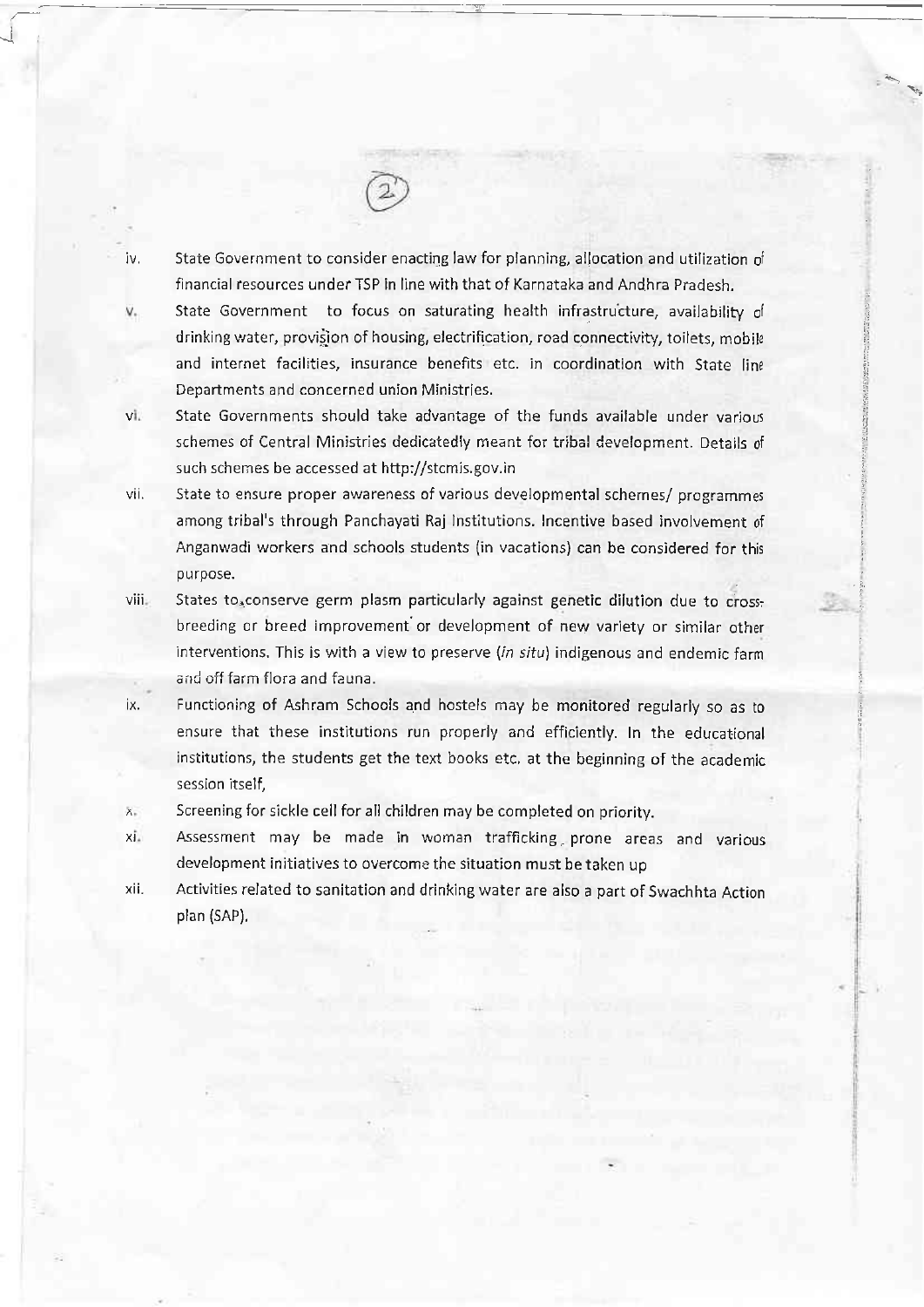iv. State Government to consider enacting law for planning, allocation and utilization of financial resources under TSP in line with that of Karnataka and Andhra Pradesh.

v. State Government to focus on saturating health infrastructure, availability of drinking water, provision of housing, electrification, road connectivity, toilets, mobile and internet facilities, insurance benefits etc. in coordination with State line Departments and concerned union Ministries.

vi. State Governments should take advantage of the funds available under various schemes of Central Ministries dedicatedly meant for tribal development. Details of such schemes be accessed at http://stcmis.gov.in

vii. State to ensure proper awareness of various developmental schemes/ programmes among tribal's through Panchayati Raj Institutions. Incentive based involvement of Anganwadi workers and schools students (in vacations) can be considered for this purpose.

viii. States to conserve germ plasm particularly against genetic dilution due to cross-breeding or breed improvement or development of new variety or similar other interventions. This is with a view to preserve (*in situ*) indigenous and endemic farm and off farm flora and fauna.

ix. Functioning of Ashram Schools and hostels may be monitored regularly so as to ensure that these institutions run properly and efficiently. In the educational institutions, the students get the text books etc. at the beginning of the academic session itself,

x. Screening for sickle cell for all children may be completed on priority.

xi. Assessment may be made in woman trafficking prone areas and various development initiatives to overcome the situation must be taken up

xii. Activities related to sanitation and drinking water are also a part of Swachhta Action plan (SAP).